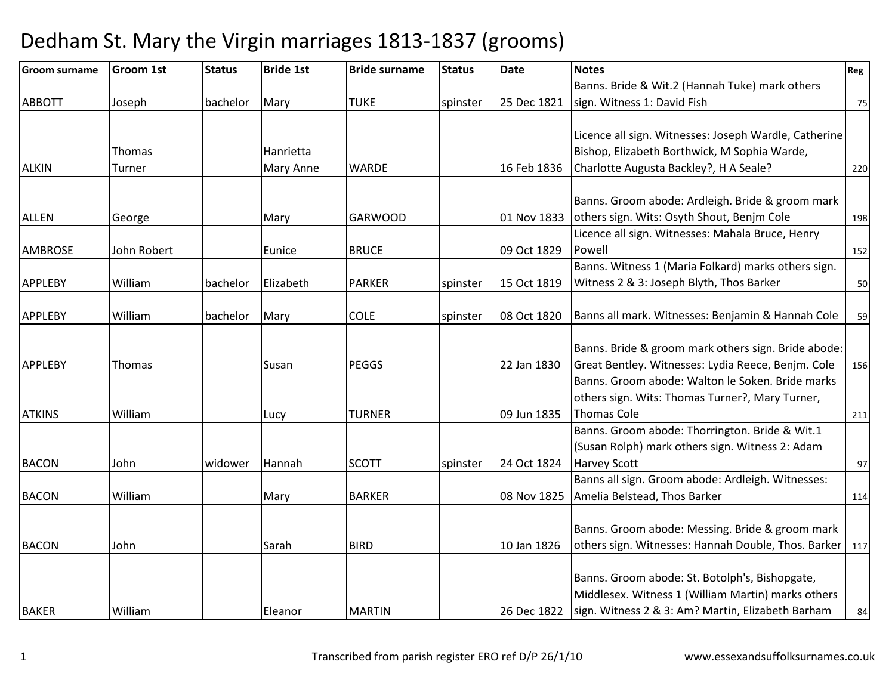# Dedham St. Mary the Virgin marriages 1813-1837 (grooms)

| Groom surname | Groom 1st | Status | Bride 1st | Bride surname | Status | Date | Notes | Reg |
|---|---|---|---|---|---|---|---|---|
| ABBOTT | Joseph | bachelor | Mary | TUKE | spinster | 25 Dec 1821 | Banns. Bride & Wit.2 (Hannah Tuke) mark others sign. Witness 1: David Fish | 75 |
| ALKIN | Thomas Turner | | Hanrietta Mary Anne | WARDE | | 16 Feb 1836 | Licence all sign. Witnesses: Joseph Wardle, Catherine Bishop, Elizabeth Borthwick, M Sophia Warde, Charlotte Augusta Backley?, H A Seale? | 220 |
| ALLEN | George | | Mary | GARWOOD | | 01 Nov 1833 | Banns. Groom abode: Ardleigh. Bride & groom mark others sign. Wits: Osyth Shout, Benjm Cole | 198 |
| AMBROSE | John Robert | | Eunice | BRUCE | | 09 Oct 1829 | Licence all sign. Witnesses: Mahala Bruce, Henry Powell | 152 |
| APPLEBY | William | bachelor | Elizabeth | PARKER | spinster | 15 Oct 1819 | Banns. Witness 1 (Maria Folkard) marks others sign. Witness 2 & 3: Joseph Blyth, Thos Barker | 50 |
| APPLEBY | William | bachelor | Mary | COLE | spinster | 08 Oct 1820 | Banns all mark. Witnesses: Benjamin & Hannah Cole | 59 |
| APPLEBY | Thomas | | Susan | PEGGS | | 22 Jan 1830 | Banns. Bride & groom mark others sign. Bride abode: Great Bentley. Witnesses: Lydia Reece, Benjm. Cole | 156 |
| ATKINS | William | | Lucy | TURNER | | 09 Jun 1835 | Banns. Groom abode: Walton le Soken. Bride marks others sign. Wits: Thomas Turner?, Mary Turner, Thomas Cole | 211 |
| BACON | John | widower | Hannah | SCOTT | spinster | 24 Oct 1824 | Banns. Groom abode: Thorrington. Bride & Wit.1 (Susan Rolph) mark others sign. Witness 2: Adam Harvey Scott | 97 |
| BACON | William | | Mary | BARKER | | 08 Nov 1825 | Banns all sign. Groom abode: Ardleigh. Witnesses: Amelia Belstead, Thos Barker | 114 |
| BACON | John | | Sarah | BIRD | | 10 Jan 1826 | Banns. Groom abode: Messing. Bride & groom mark others sign. Witnesses: Hannah Double, Thos. Barker | 117 |
| BAKER | William | | Eleanor | MARTIN | | 26 Dec 1822 | Banns. Groom abode: St. Botolph's, Bishopgate, Middlesex. Witness 1 (William Martin) marks others sign. Witness 2 & 3: Am? Martin, Elizabeth Barham | 84 |

Transcribed from parish register ERO ref D/P 26/1/10 www.essexandsuffolksurnames.co.uk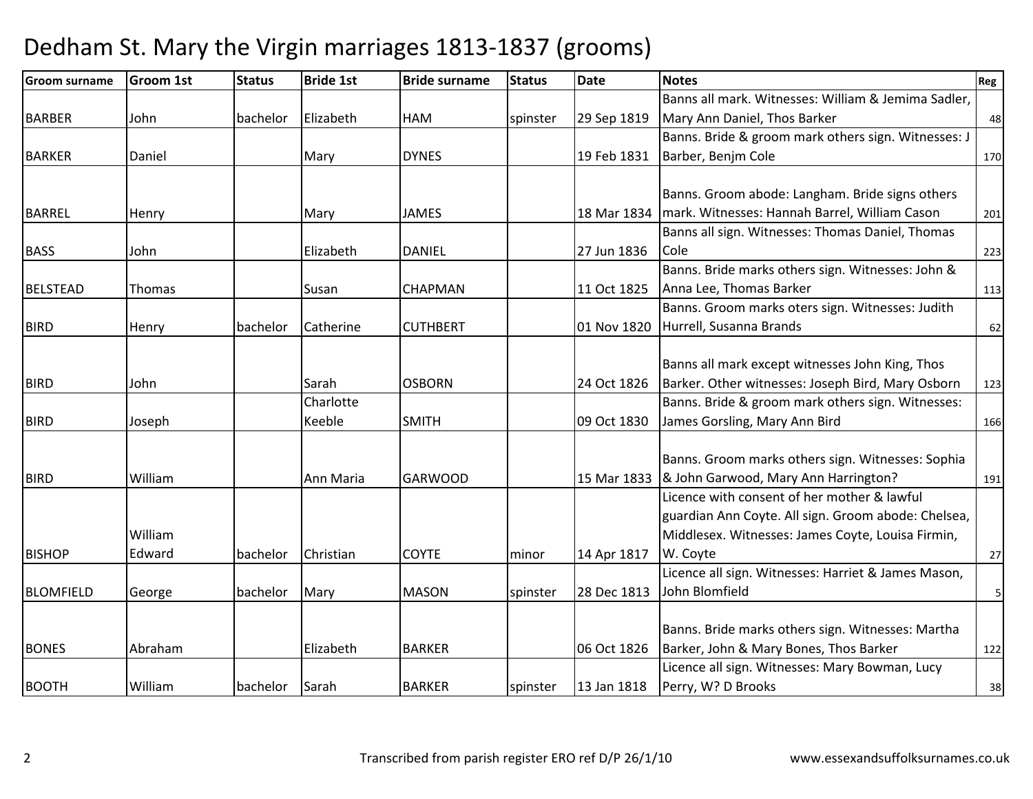# Dedham St. Mary the Virgin marriages 1813-1837 (grooms)

| Groom surname | Groom 1st | Status | Bride 1st | Bride surname | Status | Date | Notes | Reg |
|---|---|---|---|---|---|---|---|---|
| BARBER | John | bachelor | Elizabeth | HAM | spinster | 29 Sep 1819 | Banns all mark. Witnesses: William & Jemima Sadler, Mary Ann Daniel, Thos Barker | 48 |
| BARKER | Daniel | | Mary | DYNES | | 19 Feb 1831 | Banns. Bride & groom mark others sign. Witnesses: J Barber, Benjm Cole | 170 |
| BARREL | Henry | | Mary | JAMES | | 18 Mar 1834 | Banns. Groom abode: Langham. Bride signs others mark. Witnesses: Hannah Barrel, William Cason | 201 |
| BASS | John | | Elizabeth | DANIEL | | 27 Jun 1836 | Banns all sign. Witnesses: Thomas Daniel, Thomas Cole | 223 |
| BELSTEAD | Thomas | | Susan | CHAPMAN | | 11 Oct 1825 | Banns. Bride marks others sign. Witnesses: John & Anna Lee, Thomas Barker | 113 |
| BIRD | Henry | bachelor | Catherine | CUTHBERT | | 01 Nov 1820 | Banns. Groom marks oters sign. Witnesses: Judith Hurrell, Susanna Brands | 62 |
| BIRD | John | | Sarah | OSBORN | | 24 Oct 1826 | Banns all mark except witnesses John King, Thos Barker. Other witnesses: Joseph Bird, Mary Osborn | 123 |
| BIRD | Joseph | | Charlotte Keeble | SMITH | | 09 Oct 1830 | Banns. Bride & groom mark others sign. Witnesses: James Gorsling, Mary Ann Bird | 166 |
| BIRD | William | | Ann Maria | GARWOOD | | 15 Mar 1833 | Banns. Groom marks others sign. Witnesses: Sophia & John Garwood, Mary Ann Harrington? | 191 |
| BISHOP | William Edward | bachelor | Christian | COYTE | minor | 14 Apr 1817 | Licence with consent of her mother & lawful guardian Ann Coyte. All sign. Groom abode: Chelsea, Middlesex. Witnesses: James Coyte, Louisa Firmin, W. Coyte | 27 |
| BLOMFIELD | George | bachelor | Mary | MASON | spinster | 28 Dec 1813 | Licence all sign. Witnesses: Harriet & James Mason, John Blomfield | 5 |
| BONES | Abraham | | Elizabeth | BARKER | | 06 Oct 1826 | Banns. Bride marks others sign. Witnesses: Martha Barker, John & Mary Bones, Thos Barker | 122 |
| BOOTH | William | bachelor | Sarah | BARKER | spinster | 13 Jan 1818 | Licence all sign. Witnesses: Mary Bowman, Lucy Perry, W? D Brooks | 38 |

Transcribed from parish register ERO ref D/P 26/1/10 www.essexandsuffolksurnames.co.uk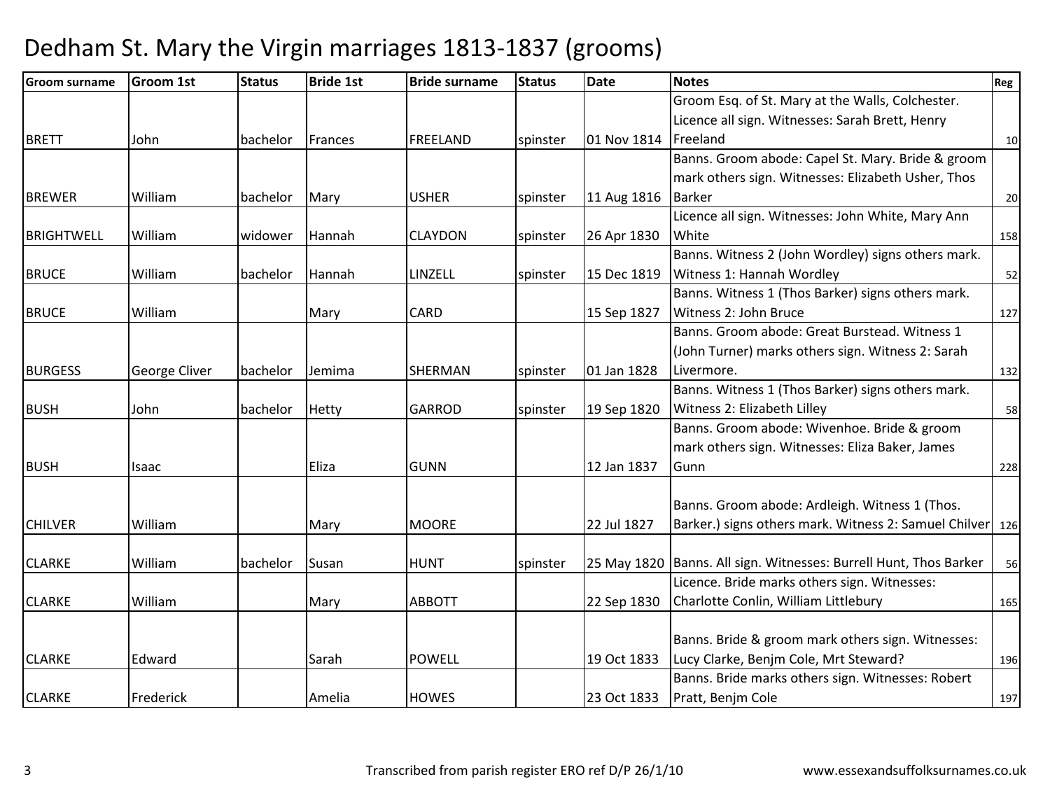# Dedham St. Mary the Virgin marriages 1813-1837 (grooms)

| Groom surname | Groom 1st | Status | Bride 1st | Bride surname | Status | Date | Notes | Reg |
|---|---|---|---|---|---|---|---|---|
| BRETT | John | bachelor | Frances | FREELAND | spinster | 01 Nov 1814 | Groom Esq. of St. Mary at the Walls, Colchester. Licence all sign. Witnesses: Sarah Brett, Henry Freeland | 10 |
| BREWER | William | bachelor | Mary | USHER | spinster | 11 Aug 1816 | Banns. Groom abode: Capel St. Mary. Bride & groom mark others sign. Witnesses: Elizabeth Usher, Thos Barker | 20 |
| BRIGHTWELL | William | widower | Hannah | CLAYDON | spinster | 26 Apr 1830 | Licence all sign. Witnesses: John White, Mary Ann White | 158 |
| BRUCE | William | bachelor | Hannah | LINZELL | spinster | 15 Dec 1819 | Banns. Witness 2 (John Wordley) signs others mark. Witness 1: Hannah Wordley | 52 |
| BRUCE | William | | Mary | CARD | | 15 Sep 1827 | Banns. Witness 1 (Thos Barker) signs others mark. Witness 2: John Bruce | 127 |
| BURGESS | George Cliver | bachelor | Jemima | SHERMAN | spinster | 01 Jan 1828 | Banns. Groom abode: Great Burstead. Witness 1 (John Turner) marks others sign. Witness 2: Sarah Livermore. | 132 |
| BUSH | John | bachelor | Hetty | GARROD | spinster | 19 Sep 1820 | Banns. Witness 1 (Thos Barker) signs others mark. Witness 2: Elizabeth Lilley | 58 |
| BUSH | Isaac | | Eliza | GUNN | | 12 Jan 1837 | Banns. Groom abode: Wivenhoe. Bride & groom mark others sign. Witnesses: Eliza Baker, James Gunn | 228 |
| CHILVER | William | | Mary | MOORE | | 22 Jul 1827 | Banns. Groom abode: Ardleigh. Witness 1 (Thos. Barker.) signs others mark. Witness 2: Samuel Chilver | 126 |
| CLARKE | William | bachelor | Susan | HUNT | spinster | 25 May 1820 | Banns. All sign. Witnesses: Burrell Hunt, Thos Barker | 56 |
| CLARKE | William | | Mary | ABBOTT | | 22 Sep 1830 | Licence. Bride marks others sign. Witnesses: Charlotte Conlin, William Littlebury | 165 |
| CLARKE | Edward | | Sarah | POWELL | | 19 Oct 1833 | Banns. Bride & groom mark others sign. Witnesses: Lucy Clarke, Benjm Cole, Mrt Steward? | 196 |
| CLARKE | Frederick | | Amelia | HOWES | | 23 Oct 1833 | Banns. Bride marks others sign. Witnesses: Robert Pratt, Benjm Cole | 197 |

Transcribed from parish register ERO ref D/P 26/1/10 www.essexandsuffolksurnames.co.uk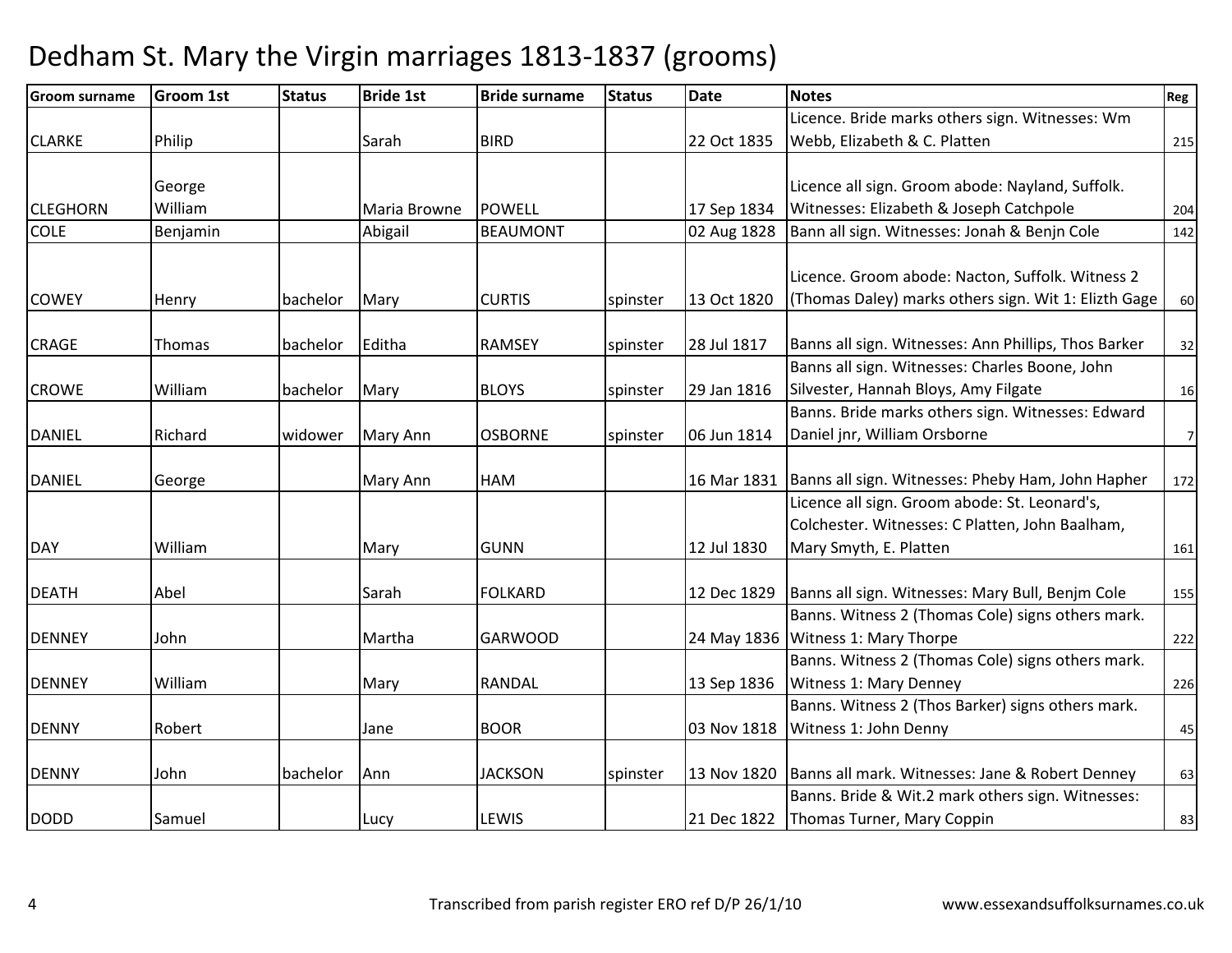# Dedham St. Mary the Virgin marriages 1813-1837 (grooms)

| Groom surname | Groom 1st | Status | Bride 1st | Bride surname | Status | Date | Notes | Reg |
|---|---|---|---|---|---|---|---|---|
| CLARKE | Philip | | Sarah | BIRD | | 22 Oct 1835 | Licence. Bride marks others sign. Witnesses: Wm Webb, Elizabeth & C. Platten | 215 |
| CLEGHORN | George William | | Maria Browne | POWELL | | 17 Sep 1834 | Licence all sign. Groom abode: Nayland, Suffolk. Witnesses: Elizabeth & Joseph Catchpole | 204 |
| COLE | Benjamin | | Abigail | BEAUMONT | | 02 Aug 1828 | Bann all sign. Witnesses: Jonah & Benjn Cole | 142 |
| COWEY | Henry | bachelor | Mary | CURTIS | spinster | 13 Oct 1820 | Licence. Groom abode: Nacton, Suffolk. Witness 2 (Thomas Daley) marks others sign. Wit 1: Elizth Gage | 60 |
| CRAGE | Thomas | bachelor | Editha | RAMSEY | spinster | 28 Jul 1817 | Banns all sign. Witnesses: Ann Phillips, Thos Barker | 32 |
| CROWE | William | bachelor | Mary | BLOYS | spinster | 29 Jan 1816 | Banns all sign. Witnesses: Charles Boone, John Silvester, Hannah Bloys, Amy Filgate | 16 |
| DANIEL | Richard | widower | Mary Ann | OSBORNE | spinster | 06 Jun 1814 | Banns. Bride marks others sign. Witnesses: Edward Daniel jnr, William Orsborne | 7 |
| DANIEL | George | | Mary Ann | HAM | | 16 Mar 1831 | Banns all sign. Witnesses: Pheby Ham, John Hapher | 172 |
| DAY | William | | Mary | GUNN | | 12 Jul 1830 | Licence all sign. Groom abode: St. Leonard's, Colchester. Witnesses: C Platten, John Baalham, Mary Smyth, E. Platten | 161 |
| DEATH | Abel | | Sarah | FOLKARD | | 12 Dec 1829 | Banns all sign. Witnesses: Mary Bull, Benjm Cole | 155 |
| DENNEY | John | | Martha | GARWOOD | | 24 May 1836 | Banns. Witness 2 (Thomas Cole) signs others mark. Witness 1: Mary Thorpe | 222 |
| DENNEY | William | | Mary | RANDAL | | 13 Sep 1836 | Banns. Witness 2 (Thomas Cole) signs others mark. Witness 1: Mary Denney | 226 |
| DENNY | Robert | | Jane | BOOR | | 03 Nov 1818 | Banns. Witness 2 (Thos Barker) signs others mark. Witness 1: John Denny | 45 |
| DENNY | John | bachelor | Ann | JACKSON | spinster | 13 Nov 1820 | Banns all mark. Witnesses: Jane & Robert Denney | 63 |
| DODD | Samuel | | Lucy | LEWIS | | 21 Dec 1822 | Banns. Bride & Wit.2 mark others sign. Witnesses: Thomas Turner, Mary Coppin | 83 |

Transcribed from parish register ERO ref D/P 26/1/10 www.essexandsuffolksurnames.co.uk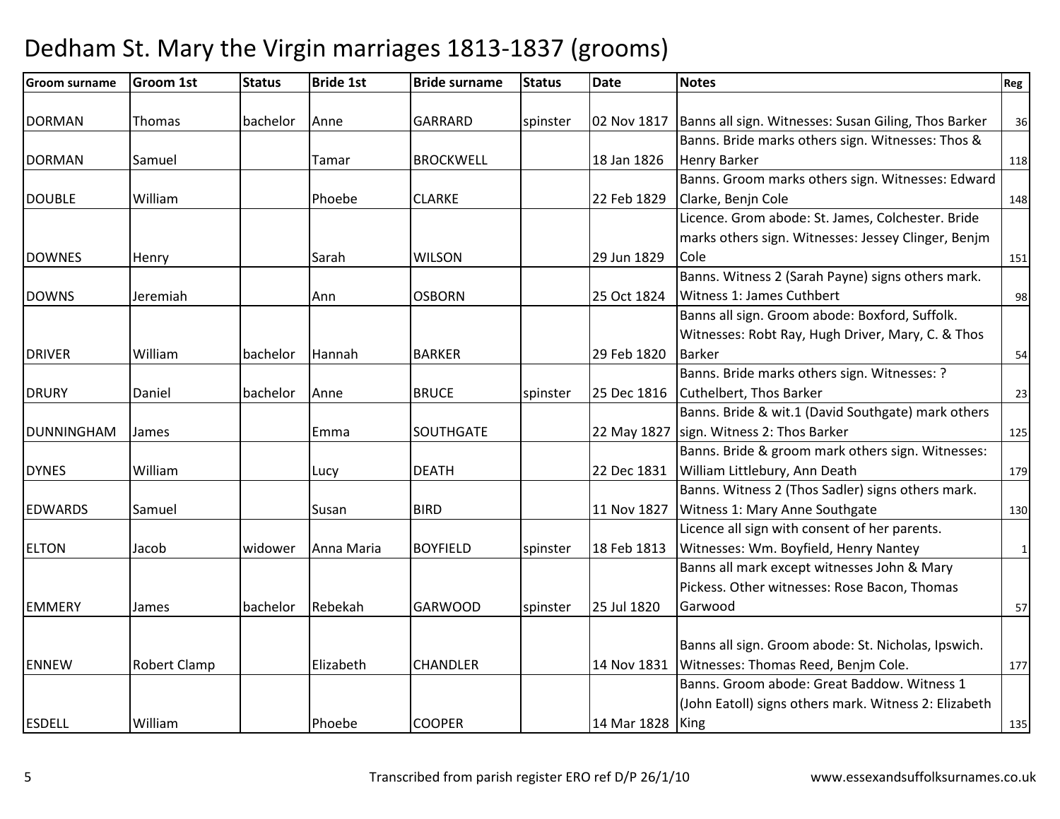# Dedham St. Mary the Virgin marriages 1813-1837 (grooms)

| Groom surname | Groom 1st | Status | Bride 1st | Bride surname | Status | Date | Notes | Reg |
|---|---|---|---|---|---|---|---|---|
| DORMAN | Thomas | bachelor | Anne | GARRARD | spinster | 02 Nov 1817 | Banns all sign. Witnesses: Susan Giling, Thos Barker | 36 |
| DORMAN | Samuel | | Tamar | BROCKWELL | | 18 Jan 1826 | Banns. Bride marks others sign. Witnesses: Thos & Henry Barker | 118 |
| DOUBLE | William | | Phoebe | CLARKE | | 22 Feb 1829 | Banns. Groom marks others sign. Witnesses: Edward Clarke, Benjn Cole | 148 |
| DOWNES | Henry | | Sarah | WILSON | | 29 Jun 1829 | Licence. Grom abode: St. James, Colchester. Bride marks others sign. Witnesses: Jessey Clinger, Benjm Cole | 151 |
| DOWNS | Jeremiah | | Ann | OSBORN | | 25 Oct 1824 | Banns. Witness 2 (Sarah Payne) signs others mark. Witness 1: James Cuthbert | 98 |
| DRIVER | William | bachelor | Hannah | BARKER | | 29 Feb 1820 | Banns all sign. Groom abode: Boxford, Suffolk. Witnesses: Robt Ray, Hugh Driver, Mary, C. & Thos Barker | 54 |
| DRURY | Daniel | bachelor | Anne | BRUCE | spinster | 25 Dec 1816 | Banns. Bride marks others sign. Witnesses: ? Cuthelbert, Thos Barker | 23 |
| DUNNINGHAM | James | | Emma | SOUTHGATE | | 22 May 1827 | Banns. Bride & wit.1 (David Southgate) mark others sign. Witness 2: Thos Barker | 125 |
| DYNES | William | | Lucy | DEATH | | 22 Dec 1831 | Banns. Bride & groom mark others sign. Witnesses: William Littlebury, Ann Death | 179 |
| EDWARDS | Samuel | | Susan | BIRD | | 11 Nov 1827 | Banns. Witness 2 (Thos Sadler) signs others mark. Witness 1: Mary Anne Southgate | 130 |
| ELTON | Jacob | widower | Anna Maria | BOYFIELD | spinster | 18 Feb 1813 | Licence all sign with consent of her parents. Witnesses: Wm. Boyfield, Henry Nantey | 1 |
| EMMERY | James | bachelor | Rebekah | GARWOOD | spinster | 25 Jul 1820 | Banns all mark except witnesses John & Mary Pickess. Other witnesses: Rose Bacon, Thomas Garwood | 57 |
| ENNEW | Robert Clamp | | Elizabeth | CHANDLER | | 14 Nov 1831 | Banns all sign. Groom abode: St. Nicholas, Ipswich. Witnesses: Thomas Reed, Benjm Cole. | 177 |
| ESDELL | William | | Phoebe | COOPER | | 14 Mar 1828 | Banns. Groom abode: Great Baddow. Witness 1 (John Eatoll) signs others mark. Witness 2: Elizabeth King | 135 |

Transcribed from parish register ERO ref D/P 26/1/10 www.essexandsuffolksurnames.co.uk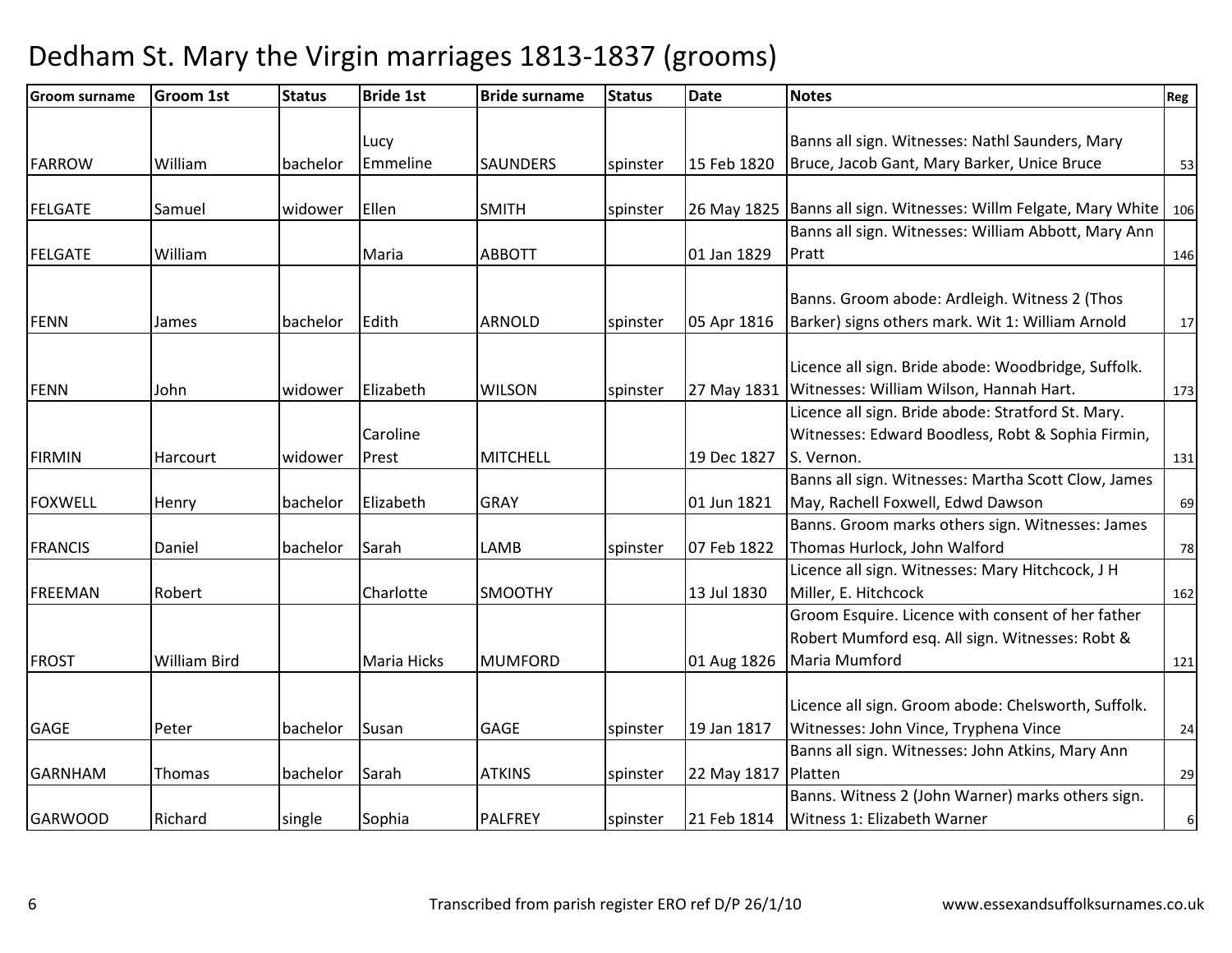# Dedham St. Mary the Virgin marriages 1813-1837 (grooms)

| Groom surname | Groom 1st | Status | Bride 1st | Bride surname | Status | Date | Notes | Reg |
|---|---|---|---|---|---|---|---|---|
| FARROW | William | bachelor | Lucy Emmeline | SAUNDERS | spinster | 15 Feb 1820 | Banns all sign. Witnesses: Nathl Saunders, Mary Bruce, Jacob Gant, Mary Barker, Unice Bruce | 53 |
| FELGATE | Samuel | widower | Ellen | SMITH | spinster | 26 May 1825 | Banns all sign. Witnesses: Willm Felgate, Mary White | 106 |
| FELGATE | William | | Maria | ABBOTT | | 01 Jan 1829 | Banns all sign. Witnesses: William Abbott, Mary Ann Pratt | 146 |
| FENN | James | bachelor | Edith | ARNOLD | spinster | 05 Apr 1816 | Banns. Groom abode: Ardleigh. Witness 2 (Thos Barker) signs others mark. Wit 1: William Arnold | 17 |
| FENN | John | widower | Elizabeth | WILSON | spinster | 27 May 1831 | Licence all sign. Bride abode: Woodbridge, Suffolk. Witnesses: William Wilson, Hannah Hart. | 173 |
| FIRMIN | Harcourt | widower | Caroline Prest | MITCHELL | | 19 Dec 1827 | Licence all sign. Bride abode: Stratford St. Mary. Witnesses: Edward Boodless, Robt & Sophia Firmin, S. Vernon. | 131 |
| FOXWELL | Henry | bachelor | Elizabeth | GRAY | | 01 Jun 1821 | Banns all sign. Witnesses: Martha Scott Clow, James May, Rachell Foxwell, Edwd Dawson | 69 |
| FRANCIS | Daniel | bachelor | Sarah | LAMB | spinster | 07 Feb 1822 | Banns. Groom marks others sign. Witnesses: James Thomas Hurlock, John Walford | 78 |
| FREEMAN | Robert | | Charlotte | SMOOTHY | | 13 Jul 1830 | Licence all sign. Witnesses: Mary Hitchcock, J H Miller, E. Hitchcock | 162 |
| FROST | William Bird | | Maria Hicks | MUMFORD | | 01 Aug 1826 | Groom Esquire. Licence with consent of her father Robert Mumford esq. All sign. Witnesses: Robt & Maria Mumford | 121 |
| GAGE | Peter | bachelor | Susan | GAGE | spinster | 19 Jan 1817 | Licence all sign. Groom abode: Chelsworth, Suffolk. Witnesses: John Vince, Tryphena Vince | 24 |
| GARNHAM | Thomas | bachelor | Sarah | ATKINS | spinster | 22 May 1817 | Banns all sign. Witnesses: John Atkins, Mary Ann Platten | 29 |
| GARWOOD | Richard | single | Sophia | PALFREY | spinster | 21 Feb 1814 | Banns. Witness 2 (John Warner) marks others sign. Witness 1: Elizabeth Warner | 6 |

Transcribed from parish register ERO ref D/P 26/1/10

www.essexandsuffolksurnames.co.uk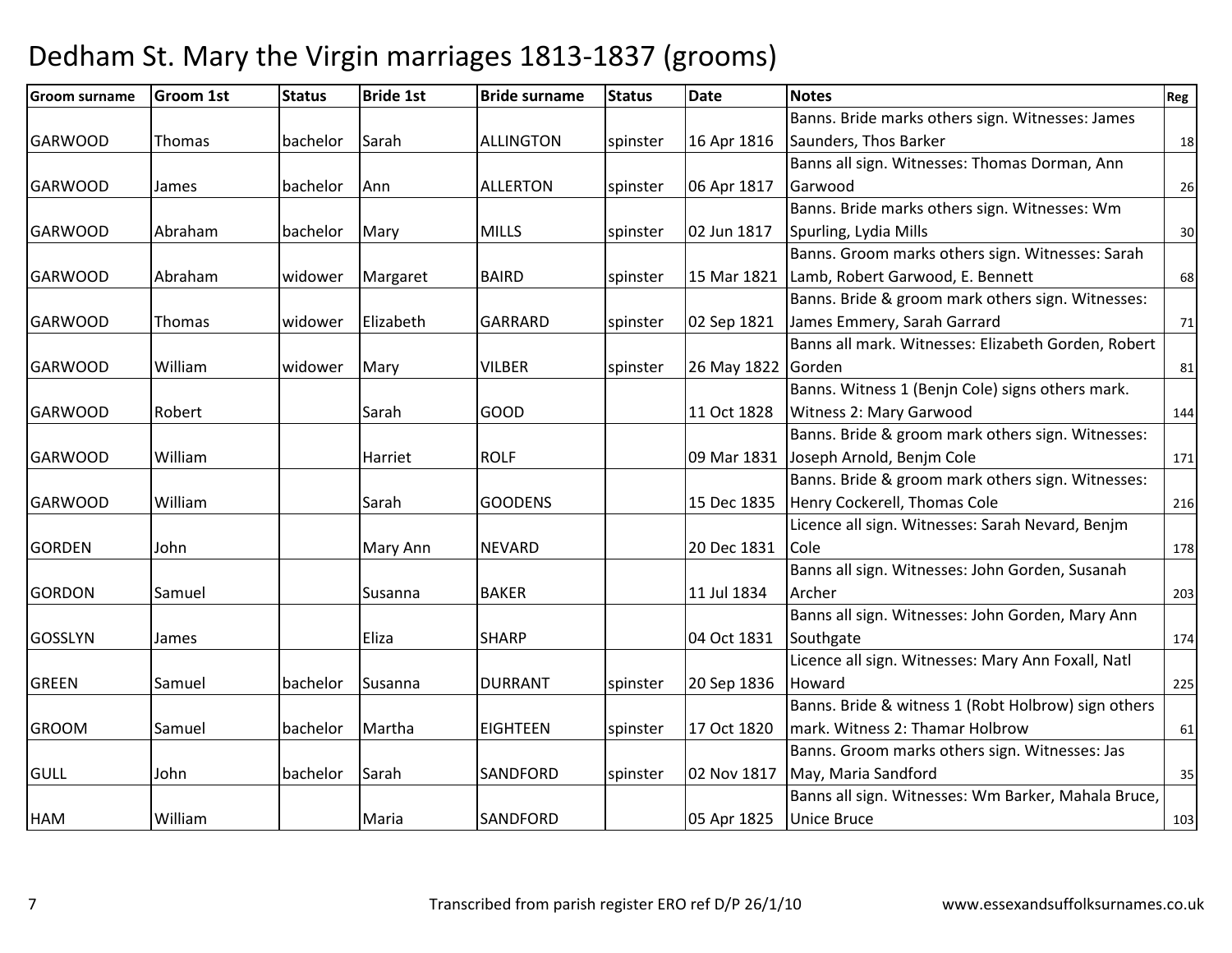# Dedham St. Mary the Virgin marriages 1813-1837 (grooms)

| Groom surname | Groom 1st | Status | Bride 1st | Bride surname | Status | Date | Notes | Reg |
|---|---|---|---|---|---|---|---|---|
| GARWOOD | Thomas | bachelor | Sarah | ALLINGTON | spinster | 16 Apr 1816 | Banns. Bride marks others sign. Witnesses: James Saunders, Thos Barker | 18 |
| GARWOOD | James | bachelor | Ann | ALLERTON | spinster | 06 Apr 1817 | Banns all sign. Witnesses: Thomas Dorman, Ann Garwood | 26 |
| GARWOOD | Abraham | bachelor | Mary | MILLS | spinster | 02 Jun 1817 | Banns. Bride marks others sign. Witnesses: Wm Spurling, Lydia Mills | 30 |
| GARWOOD | Abraham | widower | Margaret | BAIRD | spinster | 15 Mar 1821 | Banns. Groom marks others sign. Witnesses: Sarah Lamb, Robert Garwood, E. Bennett | 68 |
| GARWOOD | Thomas | widower | Elizabeth | GARRARD | spinster | 02 Sep 1821 | Banns. Bride & groom mark others sign. Witnesses: James Emmery, Sarah Garrard | 71 |
| GARWOOD | William | widower | Mary | VILBER | spinster | 26 May 1822 | Banns all mark. Witnesses: Elizabeth Gorden, Robert Gorden | 81 |
| GARWOOD | Robert | | Sarah | GOOD | | 11 Oct 1828 | Banns. Witness 1 (Benjn Cole) signs others mark. Witness 2: Mary Garwood | 144 |
| GARWOOD | William | | Harriet | ROLF | | 09 Mar 1831 | Banns. Bride & groom mark others sign. Witnesses: Joseph Arnold, Benjm Cole | 171 |
| GARWOOD | William | | Sarah | GOODENS | | 15 Dec 1835 | Banns. Bride & groom mark others sign. Witnesses: Henry Cockerell, Thomas Cole | 216 |
| GORDEN | John | | Mary Ann | NEVARD | | 20 Dec 1831 | Licence all sign. Witnesses: Sarah Nevard, Benjm Cole | 178 |
| GORDON | Samuel | | Susanna | BAKER | | 11 Jul 1834 | Banns all sign. Witnesses: John Gorden, Susanah Archer | 203 |
| GOSSLYN | James | | Eliza | SHARP | | 04 Oct 1831 | Banns all sign. Witnesses: John Gorden, Mary Ann Southgate | 174 |
| GREEN | Samuel | bachelor | Susanna | DURRANT | spinster | 20 Sep 1836 | Licence all sign. Witnesses: Mary Ann Foxall, Natl Howard | 225 |
| GROOM | Samuel | bachelor | Martha | EIGHTEEN | spinster | 17 Oct 1820 | Banns. Bride & witness 1 (Robt Holbrow) sign others mark. Witness 2: Thamar Holbrow | 61 |
| GULL | John | bachelor | Sarah | SANDFORD | spinster | 02 Nov 1817 | Banns. Groom marks others sign. Witnesses: Jas May, Maria Sandford | 35 |
| HAM | William | | Maria | SANDFORD | | 05 Apr 1825 | Banns all sign. Witnesses: Wm Barker, Mahala Bruce, Unice Bruce | 103 |

Transcribed from parish register ERO ref D/P 26/1/10 www.essexandsuffolksurnames.co.uk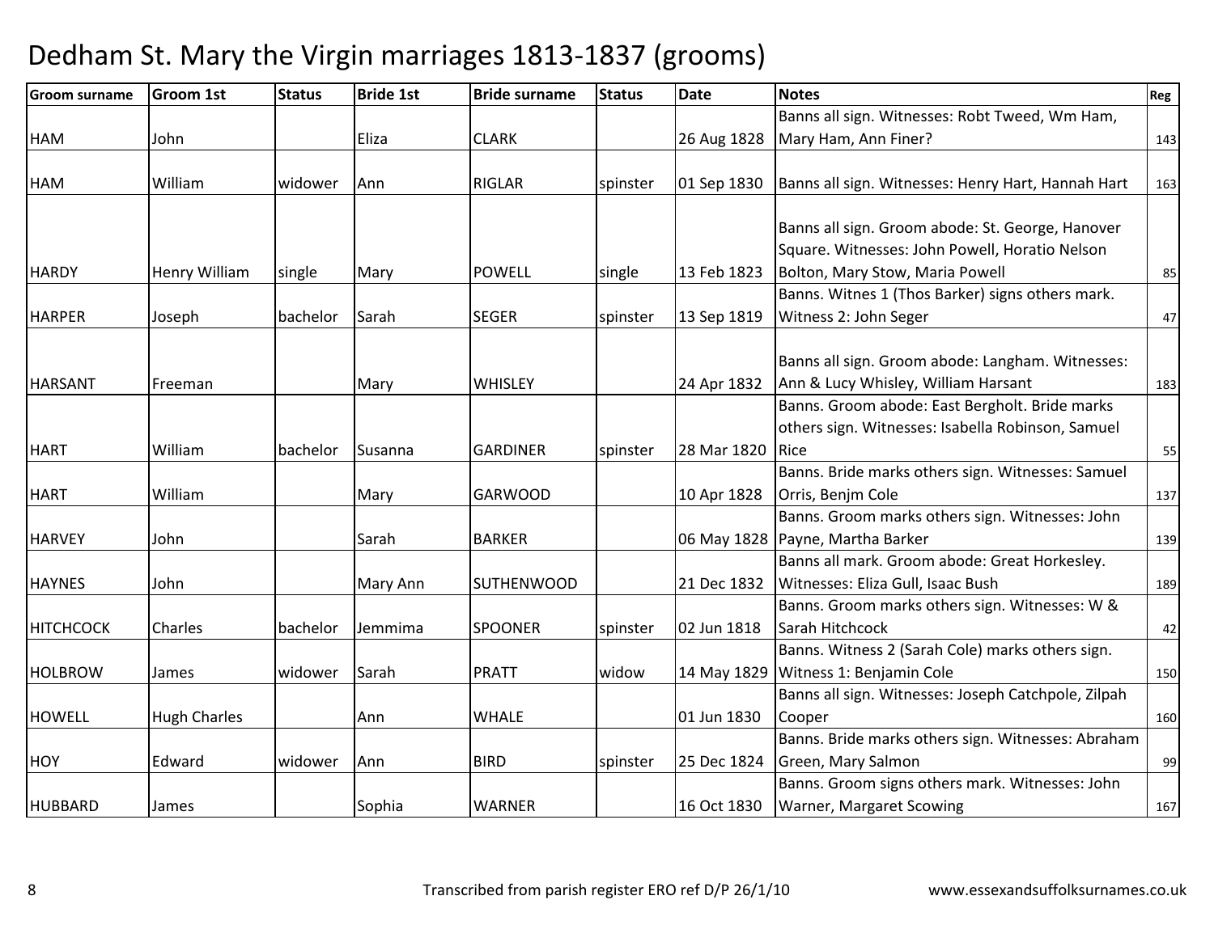# Dedham St. Mary the Virgin marriages 1813-1837 (grooms)

| Groom surname | Groom 1st | Status | Bride 1st | Bride surname | Status | Date | Notes | Reg |
|---|---|---|---|---|---|---|---|---|
| HAM | John | | Eliza | CLARK | | 26 Aug 1828 | Banns all sign. Witnesses: Robt Tweed, Wm Ham, Mary Ham, Ann Finer? | 143 |
| HAM | William | widower | Ann | RIGLAR | spinster | 01 Sep 1830 | Banns all sign. Witnesses: Henry Hart, Hannah Hart | 163 |
| HARDY | Henry William | single | Mary | POWELL | single | 13 Feb 1823 | Banns all sign. Groom abode: St. George, Hanover Square. Witnesses: John Powell, Horatio Nelson Bolton, Mary Stow, Maria Powell | 85 |
| HARPER | Joseph | bachelor | Sarah | SEGER | spinster | 13 Sep 1819 | Banns. Witnes 1 (Thos Barker) signs others mark. Witness 2: John Seger | 47 |
| HARSANT | Freeman | | Mary | WHISLEY | | 24 Apr 1832 | Banns all sign. Groom abode: Langham. Witnesses: Ann & Lucy Whisley, William Harsant | 183 |
| HART | William | bachelor | Susanna | GARDINER | spinster | 28 Mar 1820 | Banns. Groom abode: East Bergholt. Bride marks others sign. Witnesses: Isabella Robinson, Samuel Rice | 55 |
| HART | William | | Mary | GARWOOD | | 10 Apr 1828 | Banns. Bride marks others sign. Witnesses: Samuel Orris, Benjm Cole | 137 |
| HARVEY | John | | Sarah | BARKER | | 06 May 1828 | Banns. Groom marks others sign. Witnesses: John Payne, Martha Barker | 139 |
| HAYNES | John | | Mary Ann | SUTHENWOOD | | 21 Dec 1832 | Banns all mark. Groom abode: Great Horkesley. Witnesses: Eliza Gull, Isaac Bush | 189 |
| HITCHCOCK | Charles | bachelor | Jemmima | SPOONER | spinster | 02 Jun 1818 | Banns. Groom marks others sign. Witnesses: W & Sarah Hitchcock | 42 |
| HOLBROW | James | widower | Sarah | PRATT | widow | 14 May 1829 | Banns. Witness 2 (Sarah Cole) marks others sign. Witness 1: Benjamin Cole | 150 |
| HOWELL | Hugh Charles | | Ann | WHALE | | 01 Jun 1830 | Banns all sign. Witnesses: Joseph Catchpole, Zilpah Cooper | 160 |
| HOY | Edward | widower | Ann | BIRD | spinster | 25 Dec 1824 | Banns. Bride marks others sign. Witnesses: Abraham Green, Mary Salmon | 99 |
| HUBBARD | James | | Sophia | WARNER | | 16 Oct 1830 | Banns. Groom signs others mark. Witnesses: John Warner, Margaret Scowing | 167 |

Transcribed from parish register ERO ref D/P 26/1/10 www.essexandsuffolksurnames.co.uk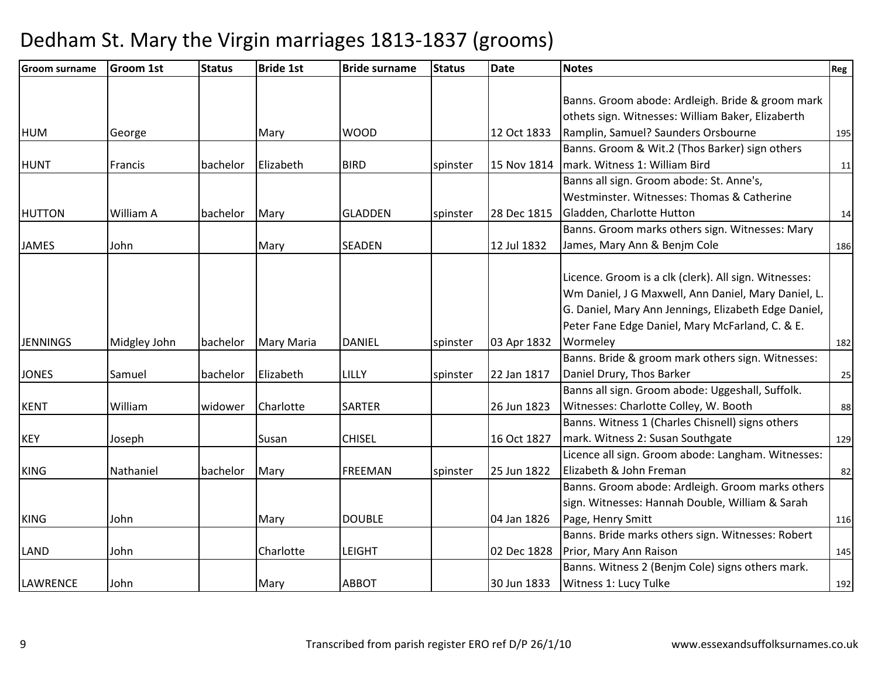# Dedham St. Mary the Virgin marriages 1813-1837 (grooms)

| Groom surname | Groom 1st | Status | Bride 1st | Bride surname | Status | Date | Notes | Reg |
|---|---|---|---|---|---|---|---|---|
| HUM | George | | Mary | WOOD | | 12 Oct 1833 | Banns. Groom abode: Ardleigh. Bride & groom mark othets sign. Witnesses: William Baker, Elizaberth Ramplin, Samuel? Saunders Orsbourne | 195 |
| HUNT | Francis | bachelor | Elizabeth | BIRD | spinster | 15 Nov 1814 | Banns. Groom & Wit.2 (Thos Barker) sign others mark. Witness 1: William Bird | 11 |
| HUTTON | William A | bachelor | Mary | GLADDEN | spinster | 28 Dec 1815 | Banns all sign. Groom abode: St. Anne's, Westminster. Witnesses: Thomas & Catherine Gladden, Charlotte Hutton | 14 |
| JAMES | John | | Mary | SEADEN | | 12 Jul 1832 | Banns. Groom marks others sign. Witnesses: Mary James, Mary Ann & Benjm Cole | 186 |
| JENNINGS | Midgley John | bachelor | Mary Maria | DANIEL | spinster | 03 Apr 1832 | Licence. Groom is a clk (clerk). All sign. Witnesses: Wm Daniel, J G Maxwell, Ann Daniel, Mary Daniel, L. G. Daniel, Mary Ann Jennings, Elizabeth Edge Daniel, Peter Fane Edge Daniel, Mary McFarland, C. & E. Wormeley | 182 |
| JONES | Samuel | bachelor | Elizabeth | LILLY | spinster | 22 Jan 1817 | Banns. Bride & groom mark others sign. Witnesses: Daniel Drury, Thos Barker | 25 |
| KENT | William | widower | Charlotte | SARTER | | 26 Jun 1823 | Banns all sign. Groom abode: Uggeshall, Suffolk. Witnesses: Charlotte Colley, W. Booth | 88 |
| KEY | Joseph | | Susan | CHISEL | | 16 Oct 1827 | Banns. Witness 1 (Charles Chisnell) signs others mark. Witness 2: Susan Southgate | 129 |
| KING | Nathaniel | bachelor | Mary | FREEMAN | spinster | 25 Jun 1822 | Licence all sign. Groom abode: Langham. Witnesses: Elizabeth & John Freman | 82 |
| KING | John | | Mary | DOUBLE | | 04 Jan 1826 | Banns. Groom abode: Ardleigh. Groom marks others sign. Witnesses: Hannah Double, William & Sarah Page, Henry Smitt | 116 |
| LAND | John | | Charlotte | LEIGHT | | 02 Dec 1828 | Banns. Bride marks others sign. Witnesses: Robert Prior, Mary Ann Raison | 145 |
| LAWRENCE | John | | Mary | ABBOT | | 30 Jun 1833 | Banns. Witness 2 (Benjm Cole) signs others mark. Witness 1: Lucy Tulke | 192 |

Transcribed from parish register ERO ref D/P 26/1/10 www.essexandsuffolksurnames.co.uk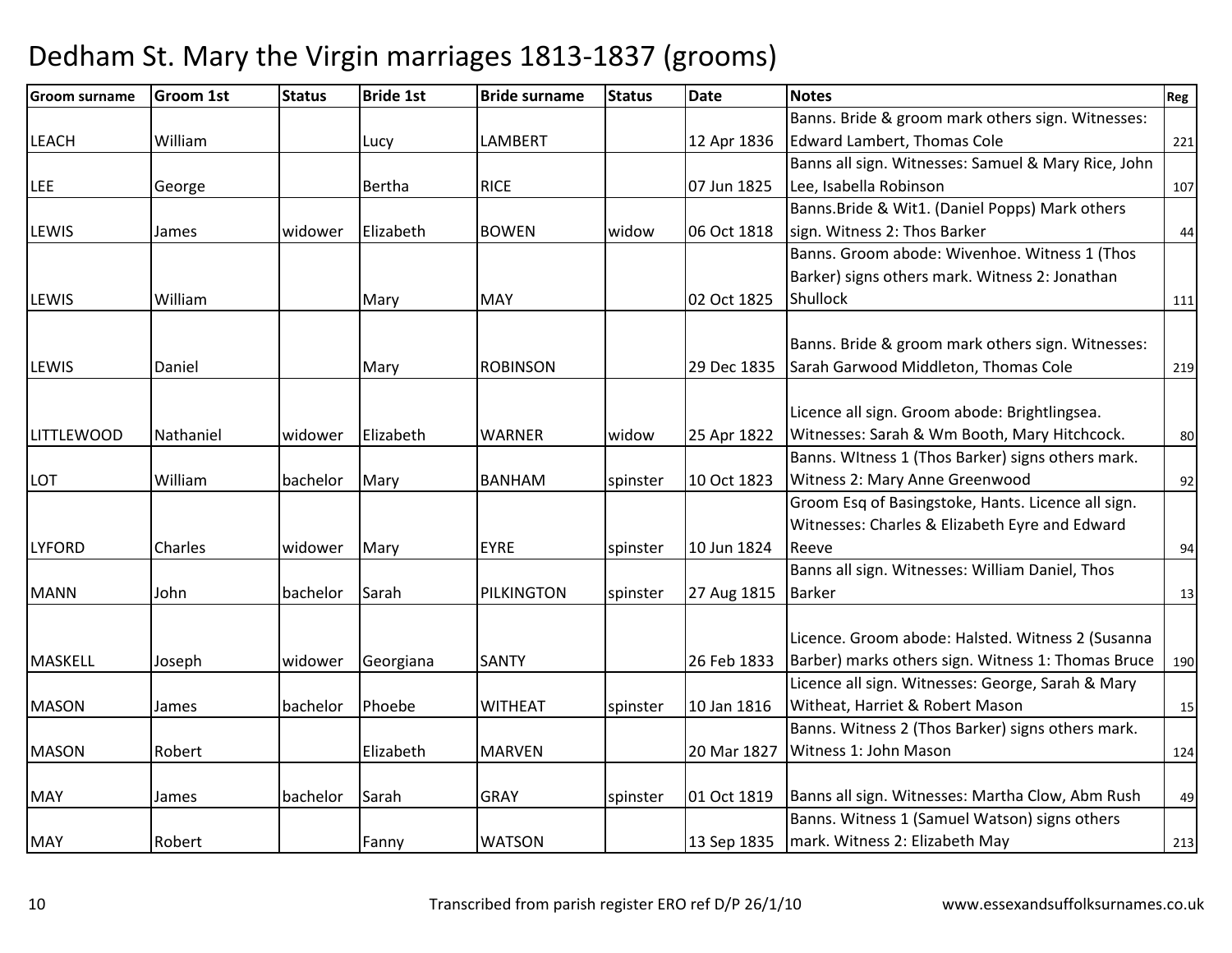# Dedham St. Mary the Virgin marriages 1813-1837 (grooms)

| Groom surname | Groom 1st | Status | Bride 1st | Bride surname | Status | Date | Notes | Reg |
|---|---|---|---|---|---|---|---|---|
| LEACH | William | | Lucy | LAMBERT | | 12 Apr 1836 | Banns. Bride & groom mark others sign. Witnesses: Edward Lambert, Thomas Cole | 221 |
| LEE | George | | Bertha | RICE | | 07 Jun 1825 | Banns all sign. Witnesses: Samuel & Mary Rice, John Lee, Isabella Robinson | 107 |
| LEWIS | James | widower | Elizabeth | BOWEN | widow | 06 Oct 1818 | Banns.Bride & Wit1. (Daniel Popps) Mark others sign. Witness 2: Thos Barker | 44 |
| LEWIS | William | | Mary | MAY | | 02 Oct 1825 | Banns. Groom abode: Wivenhoe. Witness 1 (Thos Barker) signs others mark. Witness 2: Jonathan Shullock | 111 |
| LEWIS | Daniel | | Mary | ROBINSON | | 29 Dec 1835 | Banns. Bride & groom mark others sign. Witnesses: Sarah Garwood Middleton, Thomas Cole | 219 |
| LITTLEWOOD | Nathaniel | widower | Elizabeth | WARNER | widow | 25 Apr 1822 | Licence all sign. Groom abode: Brightlingsea. Witnesses: Sarah & Wm Booth, Mary Hitchcock. | 80 |
| LOT | William | bachelor | Mary | BANHAM | spinster | 10 Oct 1823 | Banns. WItness 1 (Thos Barker) signs others mark. Witness 2: Mary Anne Greenwood | 92 |
| LYFORD | Charles | widower | Mary | EYRE | spinster | 10 Jun 1824 | Groom Esq of Basingstoke, Hants. Licence all sign. Witnesses: Charles & Elizabeth Eyre and Edward Reeve | 94 |
| MANN | John | bachelor | Sarah | PILKINGTON | spinster | 27 Aug 1815 | Banns all sign. Witnesses: William Daniel, Thos Barker | 13 |
| MASKELL | Joseph | widower | Georgiana | SANTY | | 26 Feb 1833 | Licence. Groom abode: Halsted. Witness 2 (Susanna Barber) marks others sign. Witness 1: Thomas Bruce | 190 |
| MASON | James | bachelor | Phoebe | WITHEAT | spinster | 10 Jan 1816 | Licence all sign. Witnesses: George, Sarah & Mary Witheat, Harriet & Robert Mason | 15 |
| MASON | Robert | | Elizabeth | MARVEN | | 20 Mar 1827 | Banns. Witness 2 (Thos Barker) signs others mark. Witness 1: John Mason | 124 |
| MAY | James | bachelor | Sarah | GRAY | spinster | 01 Oct 1819 | Banns all sign. Witnesses: Martha Clow, Abm Rush | 49 |
| MAY | Robert | | Fanny | WATSON | | 13 Sep 1835 | Banns. Witness 1 (Samuel Watson) signs others mark. Witness 2: Elizabeth May | 213 |

Transcribed from parish register ERO ref D/P 26/1/10

www.essexandsuffolksurnames.co.uk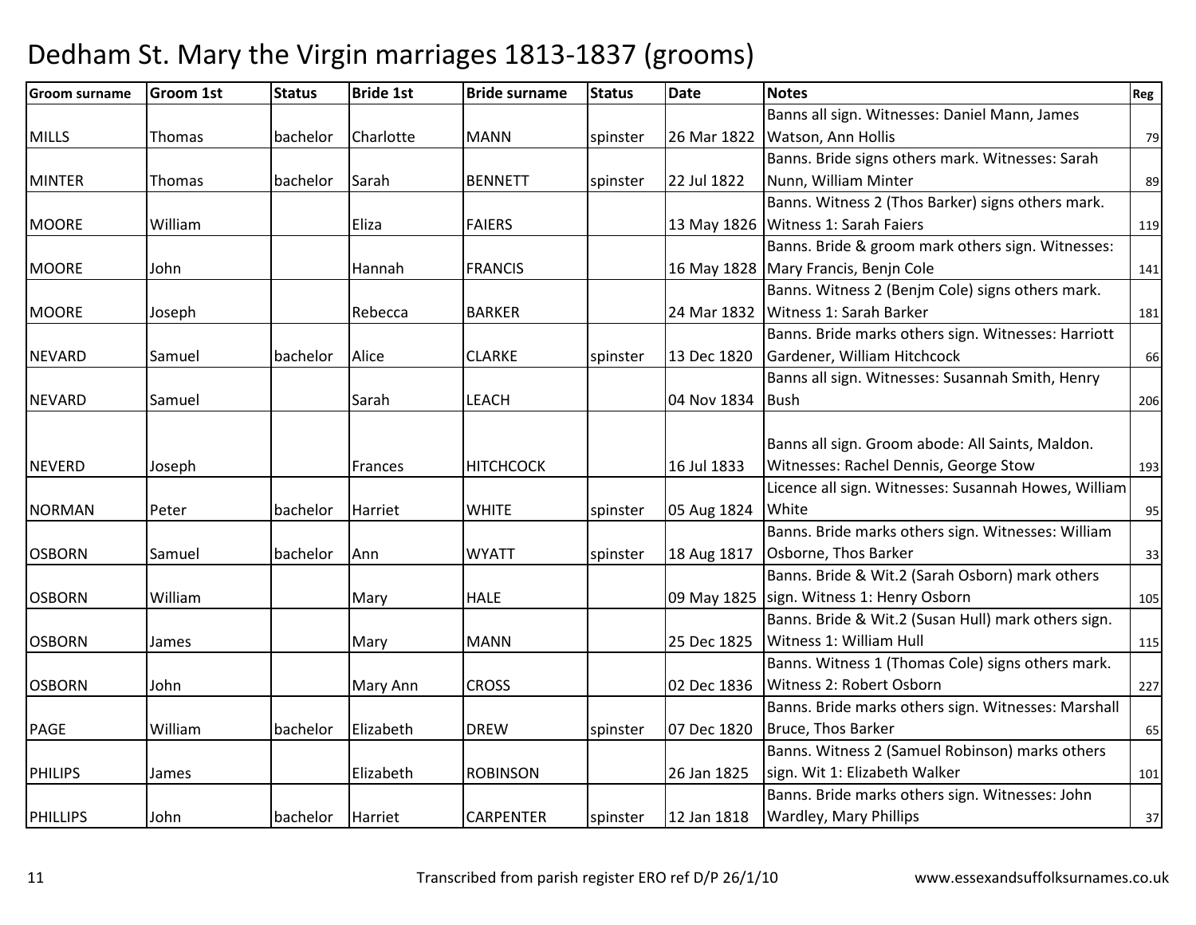# Dedham St. Mary the Virgin marriages 1813-1837 (grooms)

| Groom surname | Groom 1st | Status | Bride 1st | Bride surname | Status | Date | Notes | Reg |
|---|---|---|---|---|---|---|---|---|
| MILLS | Thomas | bachelor | Charlotte | MANN | spinster | 26 Mar 1822 | Banns all sign. Witnesses: Daniel Mann, James Watson, Ann Hollis | 79 |
| MINTER | Thomas | bachelor | Sarah | BENNETT | spinster | 22 Jul 1822 | Banns. Bride signs others mark. Witnesses: Sarah Nunn, William Minter | 89 |
| MOORE | William | | Eliza | FAIERS | | 13 May 1826 | Banns. Witness 2 (Thos Barker) signs others mark. Witness 1: Sarah Faiers | 119 |
| MOORE | John | | Hannah | FRANCIS | | 16 May 1828 | Banns. Bride & groom mark others sign. Witnesses: Mary Francis, Benjn Cole | 141 |
| MOORE | Joseph | | Rebecca | BARKER | | 24 Mar 1832 | Banns. Witness 2 (Benjm Cole) signs others mark. Witness 1: Sarah Barker | 181 |
| NEVARD | Samuel | bachelor | Alice | CLARKE | spinster | 13 Dec 1820 | Banns. Bride marks others sign. Witnesses: Harriott Gardener, William Hitchcock | 66 |
| NEVARD | Samuel | | Sarah | LEACH | | 04 Nov 1834 | Banns all sign. Witnesses: Susannah Smith, Henry Bush | 206 |
| NEVERD | Joseph | | Frances | HITCHCOCK | | 16 Jul 1833 | Banns all sign. Groom abode: All Saints, Maldon. Witnesses: Rachel Dennis, George Stow | 193 |
| NORMAN | Peter | bachelor | Harriet | WHITE | spinster | 05 Aug 1824 | Licence all sign. Witnesses: Susannah Howes, William White | 95 |
| OSBORN | Samuel | bachelor | Ann | WYATT | spinster | 18 Aug 1817 | Banns. Bride marks others sign. Witnesses: William Osborne, Thos Barker | 33 |
| OSBORN | William | | Mary | HALE | | 09 May 1825 | Banns. Bride & Wit.2 (Sarah Osborn) mark others sign. Witness 1: Henry Osborn | 105 |
| OSBORN | James | | Mary | MANN | | 25 Dec 1825 | Banns. Bride & Wit.2 (Susan Hull) mark others sign. Witness 1: William Hull | 115 |
| OSBORN | John | | Mary Ann | CROSS | | 02 Dec 1836 | Banns. Witness 1 (Thomas Cole) signs others mark. Witness 2: Robert Osborn | 227 |
| PAGE | William | bachelor | Elizabeth | DREW | spinster | 07 Dec 1820 | Banns. Bride marks others sign. Witnesses: Marshall Bruce, Thos Barker | 65 |
| PHILIPS | James | | Elizabeth | ROBINSON | | 26 Jan 1825 | Banns. Witness 2 (Samuel Robinson) marks others sign. Wit 1: Elizabeth Walker | 101 |
| PHILLIPS | John | bachelor | Harriet | CARPENTER | spinster | 12 Jan 1818 | Banns. Bride marks others sign. Witnesses: John Wardley, Mary Phillips | 37 |

Transcribed from parish register ERO ref D/P 26/1/10 www.essexandsuffolksurnames.co.uk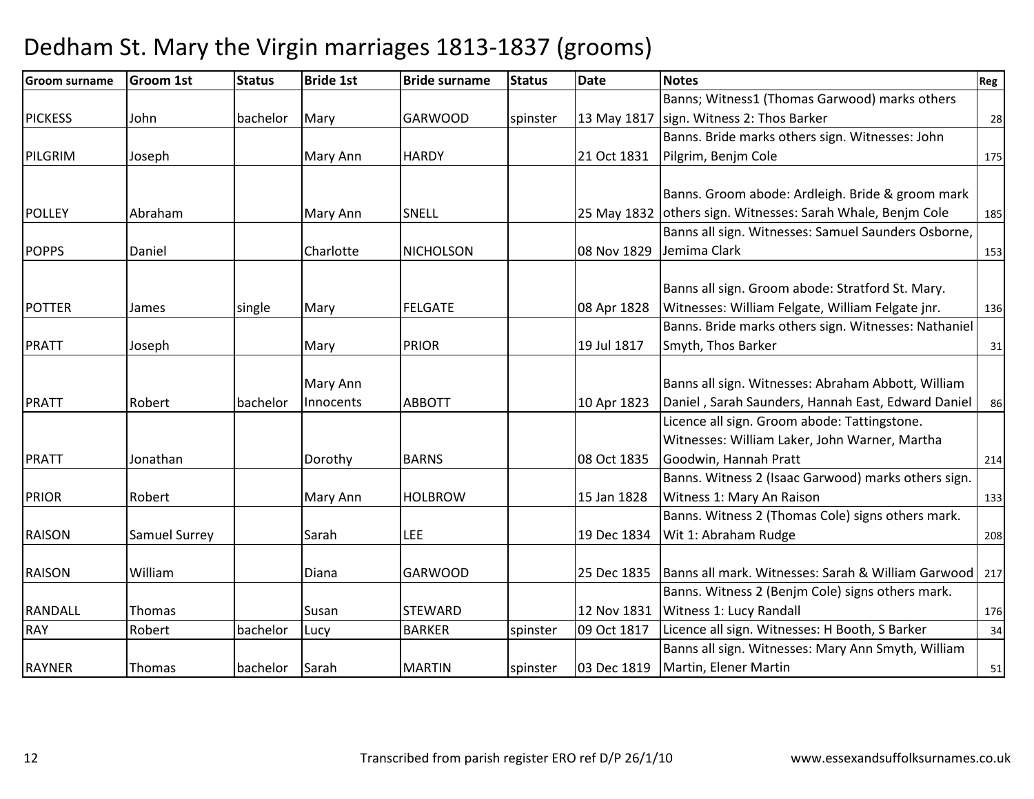# Dedham St. Mary the Virgin marriages 1813-1837 (grooms)

| Groom surname | Groom 1st | Status | Bride 1st | Bride surname | Status | Date | Notes | Reg |
|---|---|---|---|---|---|---|---|---|
| PICKESS | John | bachelor | Mary | GARWOOD | spinster | 13 May 1817 | Banns; Witness1 (Thomas Garwood) marks others sign. Witness 2: Thos Barker | 28 |
| PILGRIM | Joseph | | Mary Ann | HARDY | | 21 Oct 1831 | Banns. Bride marks others sign. Witnesses: John Pilgrim, Benjm Cole | 175 |
| POLLEY | Abraham | | Mary Ann | SNELL | | 25 May 1832 | Banns. Groom abode: Ardleigh. Bride & groom mark others sign. Witnesses: Sarah Whale, Benjm Cole | 185 |
| POPPS | Daniel | | Charlotte | NICHOLSON | | 08 Nov 1829 | Banns all sign. Witnesses: Samuel Saunders Osborne, Jemima Clark | 153 |
| POTTER | James | single | Mary | FELGATE | | 08 Apr 1828 | Banns all sign. Groom abode: Stratford St. Mary. Witnesses: William Felgate, William Felgate jnr. | 136 |
| PRATT | Joseph | | Mary | PRIOR | | 19 Jul 1817 | Banns. Bride marks others sign. Witnesses: Nathaniel Smyth, Thos Barker | 31 |
| PRATT | Robert | bachelor | Mary Ann Innocents | ABBOTT | | 10 Apr 1823 | Banns all sign. Witnesses: Abraham Abbott, William Daniel , Sarah Saunders, Hannah East, Edward Daniel | 86 |
| PRATT | Jonathan | | Dorothy | BARNS | | 08 Oct 1835 | Licence all sign. Groom abode: Tattingstone. Witnesses: William Laker, John Warner, Martha Goodwin, Hannah Pratt | 214 |
| PRIOR | Robert | | Mary Ann | HOLBROW | | 15 Jan 1828 | Banns. Witness 2 (Isaac Garwood) marks others sign. Witness 1: Mary An Raison | 133 |
| RAISON | Samuel Surrey | | Sarah | LEE | | 19 Dec 1834 | Banns. Witness 2 (Thomas Cole) signs others mark. Wit 1: Abraham Rudge | 208 |
| RAISON | William | | Diana | GARWOOD | | 25 Dec 1835 | Banns all mark. Witnesses: Sarah & William Garwood | 217 |
| RANDALL | Thomas | | Susan | STEWARD | | 12 Nov 1831 | Banns. Witness 2 (Benjm Cole) signs others mark. Witness 1: Lucy Randall | 176 |
| RAY | Robert | bachelor | Lucy | BARKER | spinster | 09 Oct 1817 | Licence all sign. Witnesses: H Booth, S Barker | 34 |
| RAYNER | Thomas | bachelor | Sarah | MARTIN | spinster | 03 Dec 1819 | Banns all sign. Witnesses: Mary Ann Smyth, William Martin, Elener Martin | 51 |

Transcribed from parish register ERO ref D/P 26/1/10

www.essexandsuffolksurnames.co.uk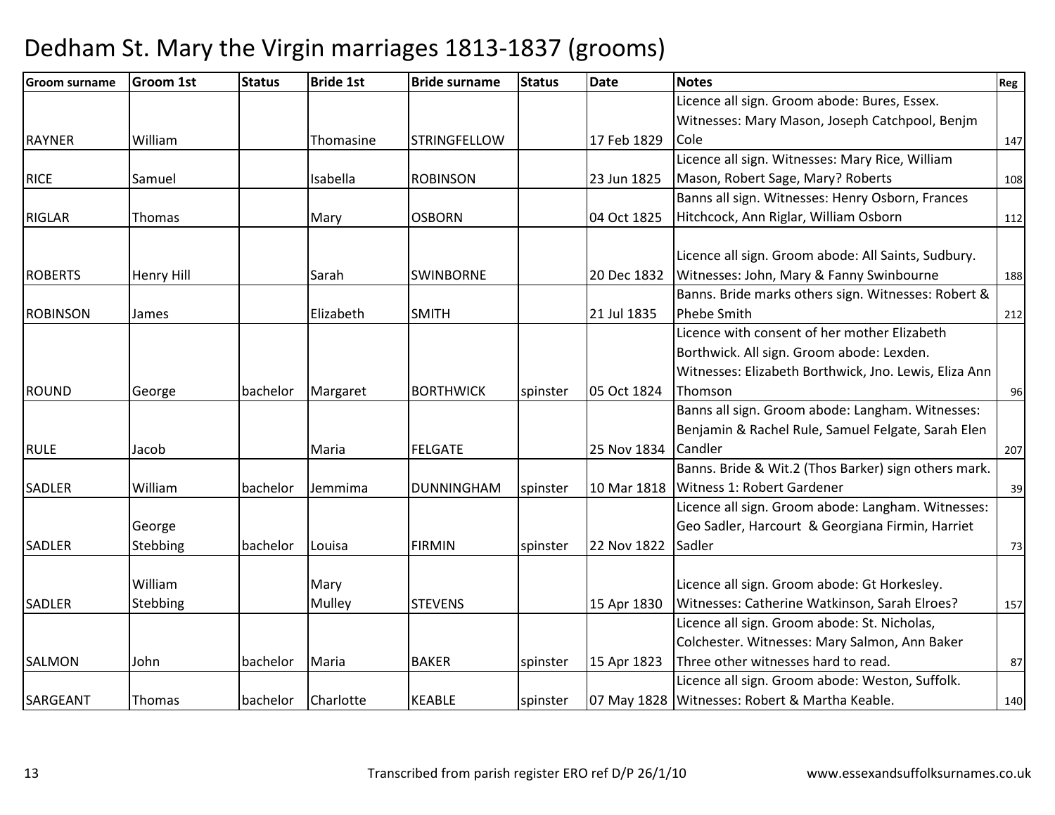# Dedham St. Mary the Virgin marriages 1813-1837 (grooms)

| Groom surname | Groom 1st | Status | Bride 1st | Bride surname | Status | Date | Notes | Reg |
|---|---|---|---|---|---|---|---|---|
| RAYNER | William | | Thomasine | STRINGFELLOW | | 17 Feb 1829 | Licence all sign. Groom abode: Bures, Essex. Witnesses: Mary Mason, Joseph Catchpool, Benjm Cole | 147 |
| RICE | Samuel | | Isabella | ROBINSON | | 23 Jun 1825 | Licence all sign. Witnesses: Mary Rice, William Mason, Robert Sage, Mary? Roberts | 108 |
| RIGLAR | Thomas | | Mary | OSBORN | | 04 Oct 1825 | Banns all sign. Witnesses: Henry Osborn, Frances Hitchcock, Ann Riglar, William Osborn | 112 |
| ROBERTS | Henry Hill | | Sarah | SWINBORNE | | 20 Dec 1832 | Licence all sign. Groom abode: All Saints, Sudbury. Witnesses: John, Mary & Fanny Swinbourne | 188 |
| ROBINSON | James | | Elizabeth | SMITH | | 21 Jul 1835 | Banns. Bride marks others sign. Witnesses: Robert & Phebe Smith | 212 |
| ROUND | George | bachelor | Margaret | BORTHWICK | spinster | 05 Oct 1824 | Licence with consent of her mother Elizabeth Borthwick. All sign. Groom abode: Lexden. Witnesses: Elizabeth Borthwick, Jno. Lewis, Eliza Ann Thomson | 96 |
| RULE | Jacob | | Maria | FELGATE | | 25 Nov 1834 | Banns all sign. Groom abode: Langham. Witnesses: Benjamin & Rachel Rule, Samuel Felgate, Sarah Elen Candler | 207 |
| SADLER | William | bachelor | Jemmima | DUNNINGHAM | spinster | 10 Mar 1818 | Banns. Bride & Wit.2 (Thos Barker) sign others mark. Witness 1: Robert Gardener | 39 |
| SADLER | George Stebbing | bachelor | Louisa | FIRMIN | spinster | 22 Nov 1822 | Licence all sign. Groom abode: Langham. Witnesses: Geo Sadler, Harcourt & Georgiana Firmin, Harriet Sadler | 73 |
| SADLER | William Stebbing | | Mary Mulley | STEVENS | | 15 Apr 1830 | Licence all sign. Groom abode: Gt Horkesley. Witnesses: Catherine Watkinson, Sarah Elroes? | 157 |
| SALMON | John | bachelor | Maria | BAKER | spinster | 15 Apr 1823 | Licence all sign. Groom abode: St. Nicholas, Colchester. Witnesses: Mary Salmon, Ann Baker Three other witnesses hard to read. | 87 |
| SARGEANT | Thomas | bachelor | Charlotte | KEABLE | spinster | 07 May 1828 | Licence all sign. Groom abode: Weston, Suffolk. Witnesses: Robert & Martha Keable. | 140 |

Transcribed from parish register ERO ref D/P 26/1/10 www.essexandsuffolksurnames.co.uk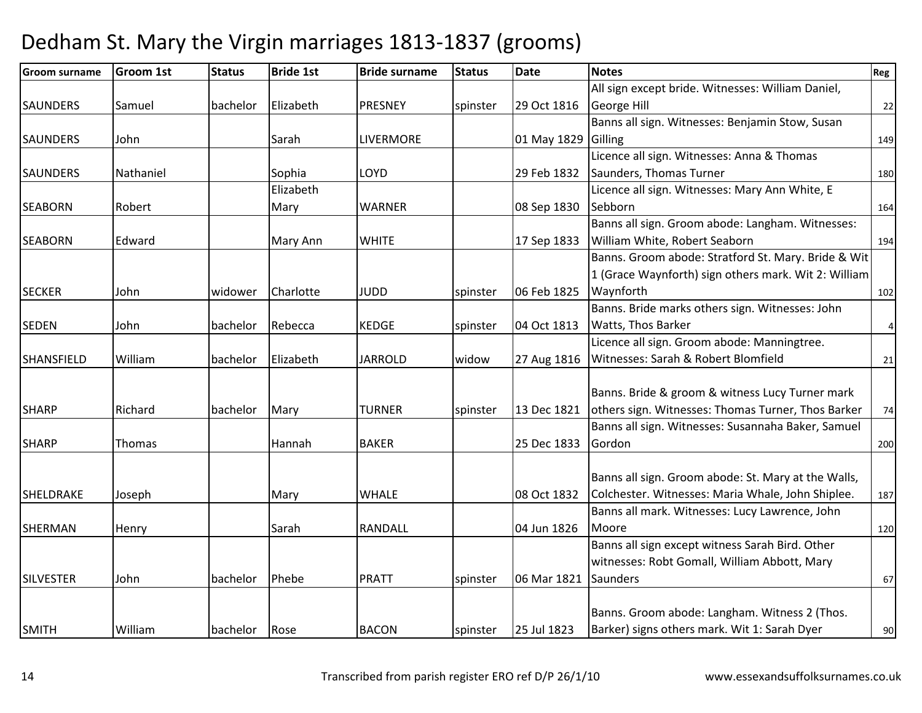# Dedham St. Mary the Virgin marriages 1813-1837 (grooms)

| Groom surname | Groom 1st | Status | Bride 1st | Bride surname | Status | Date | Notes | Reg |
|---|---|---|---|---|---|---|---|---|
| SAUNDERS | Samuel | bachelor | Elizabeth | PRESNEY | spinster | 29 Oct 1816 | All sign except bride. Witnesses: William Daniel, George Hill | 22 |
| SAUNDERS | John | | Sarah | LIVERMORE | | 01 May 1829 | Banns all sign. Witnesses: Benjamin Stow, Susan Gilling | 149 |
| SAUNDERS | Nathaniel | | Sophia | LOYD | | 29 Feb 1832 | Licence all sign. Witnesses: Anna & Thomas Saunders, Thomas Turner | 180 |
| SEABORN | Robert | | Elizabeth Mary | WARNER | | 08 Sep 1830 | Licence all sign. Witnesses: Mary Ann White, E Sebborn | 164 |
| SEABORN | Edward | | Mary Ann | WHITE | | 17 Sep 1833 | Banns all sign. Groom abode: Langham. Witnesses: William White, Robert Seaborn | 194 |
| SECKER | John | widower | Charlotte | JUDD | spinster | 06 Feb 1825 | Banns. Groom abode: Stratford St. Mary. Bride & Wit 1 (Grace Waynforth) sign others mark. Wit 2: William Waynforth | 102 |
| SEDEN | John | bachelor | Rebecca | KEDGE | spinster | 04 Oct 1813 | Banns. Bride marks others sign. Witnesses: John Watts, Thos Barker | 4 |
| SHANSFIELD | William | bachelor | Elizabeth | JARROLD | widow | 27 Aug 1816 | Licence all sign. Groom abode: Manningtree. Witnesses: Sarah & Robert Blomfield | 21 |
| SHARP | Richard | bachelor | Mary | TURNER | spinster | 13 Dec 1821 | Banns. Bride & groom & witness Lucy Turner mark others sign. Witnesses: Thomas Turner, Thos Barker | 74 |
| SHARP | Thomas | | Hannah | BAKER | | 25 Dec 1833 | Banns all sign. Witnesses: Susannaha Baker, Samuel Gordon | 200 |
| SHELDRAKE | Joseph | | Mary | WHALE | | 08 Oct 1832 | Banns all sign. Groom abode: St. Mary at the Walls, Colchester. Witnesses: Maria Whale, John Shiplee. | 187 |
| SHERMAN | Henry | | Sarah | RANDALL | | 04 Jun 1826 | Banns all mark. Witnesses: Lucy Lawrence, John Moore | 120 |
| SILVESTER | John | bachelor | Phebe | PRATT | spinster | 06 Mar 1821 | Banns all sign except witness Sarah Bird. Other witnesses: Robt Gomall, William Abbott, Mary Saunders | 67 |
| SMITH | William | bachelor | Rose | BACON | spinster | 25 Jul 1823 | Banns. Groom abode: Langham. Witness 2 (Thos. Barker) signs others mark. Wit 1: Sarah Dyer | 90 |

Transcribed from parish register ERO ref D/P 26/1/10 www.essexandsuffolksurnames.co.uk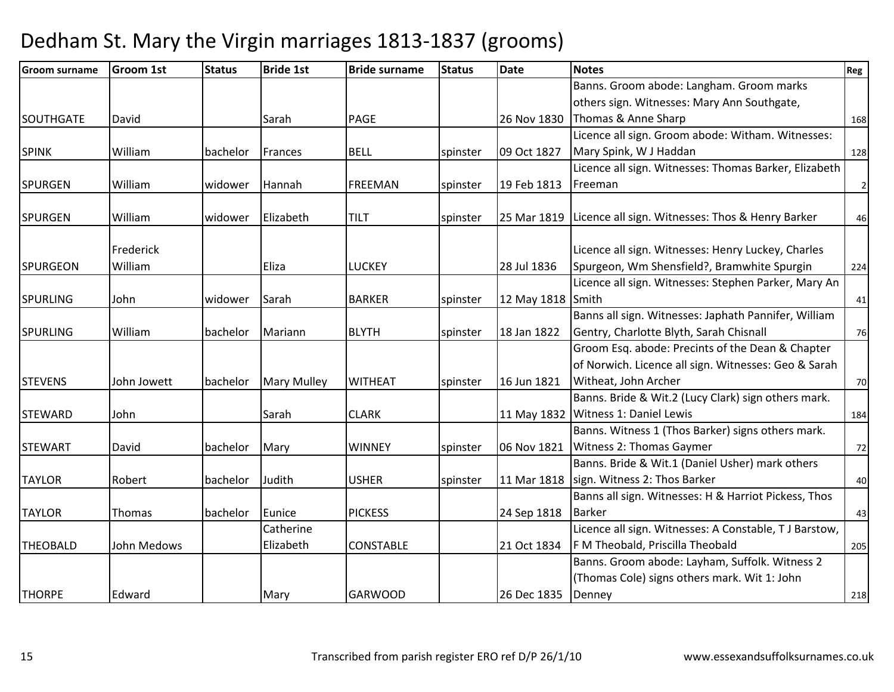# Dedham St. Mary the Virgin marriages 1813-1837 (grooms)

| Groom surname | Groom 1st | Status | Bride 1st | Bride surname | Status | Date | Notes | Reg |
|---|---|---|---|---|---|---|---|---|
| SOUTHGATE | David | | Sarah | PAGE | | 26 Nov 1830 | Banns. Groom abode: Langham. Groom marks others sign. Witnesses: Mary Ann Southgate, Thomas & Anne Sharp | 168 |
| SPINK | William | bachelor | Frances | BELL | spinster | 09 Oct 1827 | Licence all sign. Groom abode: Witham. Witnesses: Mary Spink, W J Haddan | 128 |
| SPURGEN | William | widower | Hannah | FREEMAN | spinster | 19 Feb 1813 | Licence all sign. Witnesses: Thomas Barker, Elizabeth Freeman | 2 |
| SPURGEN | William | widower | Elizabeth | TILT | spinster | 25 Mar 1819 | Licence all sign. Witnesses: Thos & Henry Barker | 46 |
| SPURGEON | Frederick William | | Eliza | LUCKEY | | 28 Jul 1836 | Licence all sign. Witnesses: Henry Luckey, Charles Spurgeon, Wm Shensfield?, Bramwhite Spurgin | 224 |
| SPURLING | John | widower | Sarah | BARKER | spinster | 12 May 1818 | Licence all sign. Witnesses: Stephen Parker, Mary An Smith | 41 |
| SPURLING | William | bachelor | Mariann | BLYTH | spinster | 18 Jan 1822 | Banns all sign. Witnesses: Japhath Pannifer, William Gentry, Charlotte Blyth, Sarah Chisnall | 76 |
| STEVENS | John Jowett | bachelor | Mary Mulley | WITHEAT | spinster | 16 Jun 1821 | Groom Esq. abode: Precints of the Dean & Chapter of Norwich. Licence all sign. Witnesses: Geo & Sarah Witheat, John Archer | 70 |
| STEWARD | John | | Sarah | CLARK | | 11 May 1832 | Banns. Bride & Wit.2 (Lucy Clark) sign others mark. Witness 1: Daniel Lewis | 184 |
| STEWART | David | bachelor | Mary | WINNEY | spinster | 06 Nov 1821 | Banns. Witness 1 (Thos Barker) signs others mark. Witness 2: Thomas Gaymer | 72 |
| TAYLOR | Robert | bachelor | Judith | USHER | spinster | 11 Mar 1818 | Banns. Bride & Wit.1 (Daniel Usher) mark others sign. Witness 2: Thos Barker | 40 |
| TAYLOR | Thomas | bachelor | Eunice | PICKESS | | 24 Sep 1818 | Banns all sign. Witnesses: H & Harriot Pickess, Thos Barker | 43 |
| THEOBALD | John Medows | | Catherine Elizabeth | CONSTABLE | | 21 Oct 1834 | Licence all sign. Witnesses: A Constable, T J Barstow, F M Theobald, Priscilla Theobald | 205 |
| THORPE | Edward | | Mary | GARWOOD | | 26 Dec 1835 | Banns. Groom abode: Layham, Suffolk. Witness 2 (Thomas Cole) signs others mark. Wit 1: John Denney | 218 |

Transcribed from parish register ERO ref D/P 26/1/10 www.essexandsuffolksurnames.co.uk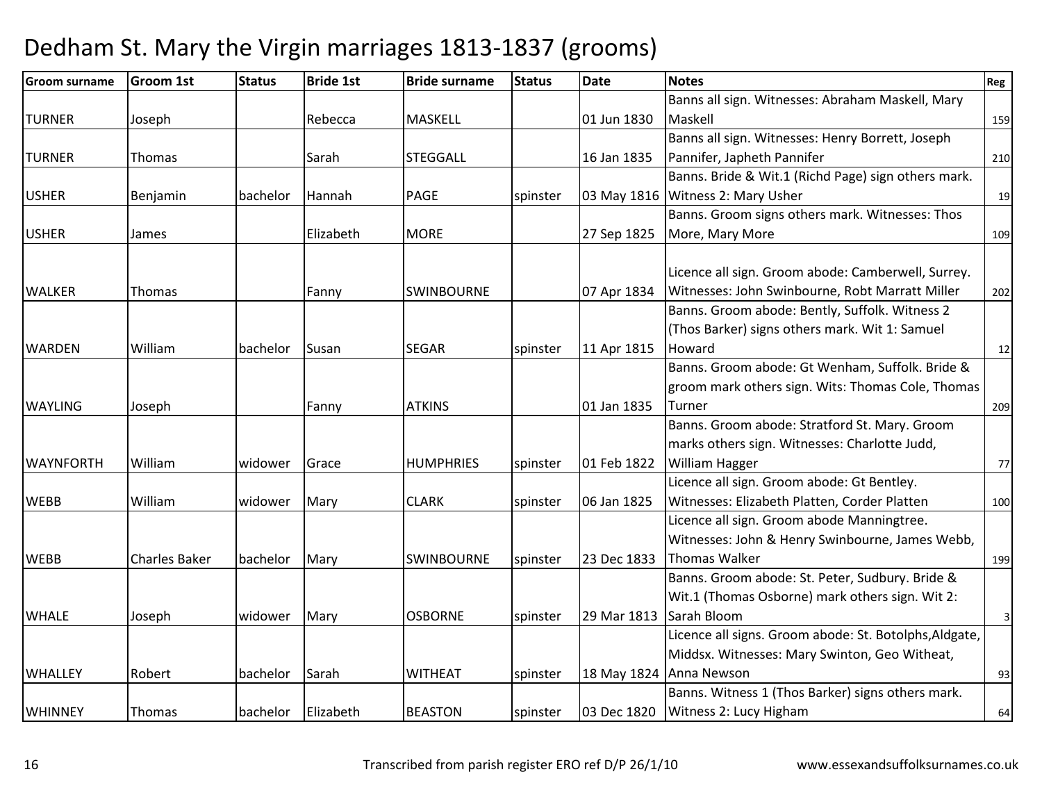# Dedham St. Mary the Virgin marriages 1813-1837 (grooms)

| Groom surname | Groom 1st | Status | Bride 1st | Bride surname | Status | Date | Notes | Reg |
|---|---|---|---|---|---|---|---|---|
| TURNER | Joseph | | Rebecca | MASKELL | | 01 Jun 1830 | Banns all sign. Witnesses: Abraham Maskell, Mary Maskell | 159 |
| TURNER | Thomas | | Sarah | STEGGALL | | 16 Jan 1835 | Banns all sign. Witnesses: Henry Borrett, Joseph Pannifer, Japheth Pannifer | 210 |
| USHER | Benjamin | bachelor | Hannah | PAGE | spinster | 03 May 1816 | Banns. Bride & Wit.1 (Richd Page) sign others mark. Witness 2: Mary Usher | 19 |
| USHER | James | | Elizabeth | MORE | | 27 Sep 1825 | Banns. Groom signs others mark. Witnesses: Thos More, Mary More | 109 |
| WALKER | Thomas | | Fanny | SWINBOURNE | | 07 Apr 1834 | Licence all sign. Groom abode: Camberwell, Surrey. Witnesses: John Swinbourne, Robt Marratt Miller | 202 |
| WARDEN | William | bachelor | Susan | SEGAR | spinster | 11 Apr 1815 | Banns. Groom abode: Bently, Suffolk. Witness 2 (Thos Barker) signs others mark. Wit 1: Samuel Howard | 12 |
| WAYLING | Joseph | | Fanny | ATKINS | | 01 Jan 1835 | Banns. Groom abode: Gt Wenham, Suffolk. Bride & groom mark others sign. Wits: Thomas Cole, Thomas Turner | 209 |
| WAYNFORTH | William | widower | Grace | HUMPHRIES | spinster | 01 Feb 1822 | Banns. Groom abode: Stratford St. Mary. Groom marks others sign. Witnesses: Charlotte Judd, William Hagger | 77 |
| WEBB | William | widower | Mary | CLARK | spinster | 06 Jan 1825 | Licence all sign. Groom abode: Gt Bentley. Witnesses: Elizabeth Platten, Corder Platten | 100 |
| WEBB | Charles Baker | bachelor | Mary | SWINBOURNE | spinster | 23 Dec 1833 | Licence all sign. Groom abode Manningtree. Witnesses: John & Henry Swinbourne, James Webb, Thomas Walker | 199 |
| WHALE | Joseph | widower | Mary | OSBORNE | spinster | 29 Mar 1813 | Banns. Groom abode: St. Peter, Sudbury. Bride & Wit.1 (Thomas Osborne) mark others sign. Wit 2: Sarah Bloom | 3 |
| WHALLEY | Robert | bachelor | Sarah | WITHEAT | spinster | 18 May 1824 | Licence all signs. Groom abode: St. Botolphs,Aldgate, Middsx. Witnesses: Mary Swinton, Geo Witheat, Anna Newson | 93 |
| WHINNEY | Thomas | bachelor | Elizabeth | BEASTON | spinster | 03 Dec 1820 | Banns. Witness 1 (Thos Barker) signs others mark. Witness 2: Lucy Higham | 64 |

Transcribed from parish register ERO ref D/P 26/1/10 www.essexandsuffolksurnames.co.uk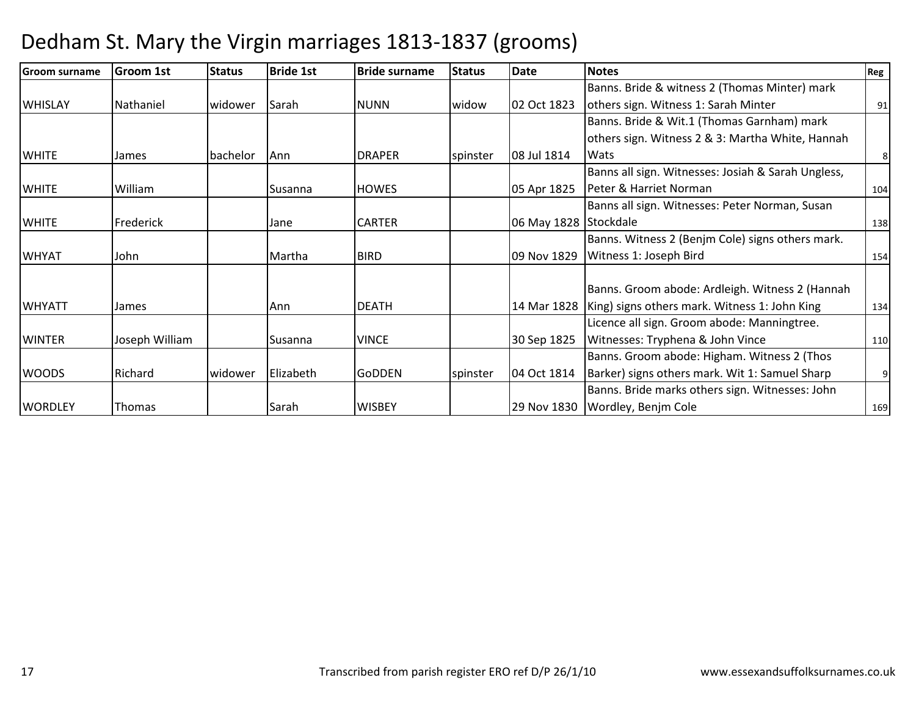# Dedham St. Mary the Virgin marriages 1813-1837 (grooms)

| Groom surname | Groom 1st | Status | Bride 1st | Bride surname | Status | Date | Notes | Reg |
|---|---|---|---|---|---|---|---|---|
| WHISLAY | Nathaniel | widower | Sarah | NUNN | widow | 02 Oct 1823 | Banns. Bride & witness 2 (Thomas Minter) mark others sign. Witness 1: Sarah Minter | 91 |
| WHITE | James | bachelor | Ann | DRAPER | spinster | 08 Jul 1814 | Banns. Bride & Wit.1 (Thomas Garnham) mark others sign. Witness 2 & 3: Martha White, Hannah Wats | 8 |
| WHITE | William | | Susanna | HOWES | | 05 Apr 1825 | Banns all sign. Witnesses: Josiah & Sarah Ungless, Peter & Harriet Norman | 104 |
| WHITE | Frederick | | Jane | CARTER | | 06 May 1828 | Banns all sign. Witnesses: Peter Norman, Susan Stockdale | 138 |
| WHYAT | John | | Martha | BIRD | | 09 Nov 1829 | Banns. Witness 2 (Benjm Cole) signs others mark. Witness 1: Joseph Bird | 154 |
| WHYATT | James | | Ann | DEATH | | 14 Mar 1828 | Banns. Groom abode: Ardleigh. Witness 2 (Hannah King) signs others mark. Witness 1: John King | 134 |
| WINTER | Joseph William | | Susanna | VINCE | | 30 Sep 1825 | Licence all sign. Groom abode: Manningtree. Witnesses: Tryphena & John Vince | 110 |
| WOODS | Richard | widower | Elizabeth | GoDDEN | spinster | 04 Oct 1814 | Banns. Groom abode: Higham. Witness 2 (Thos Barker) signs others mark. Wit 1: Samuel Sharp | 9 |
| WORDLEY | Thomas | | Sarah | WISBEY | | 29 Nov 1830 | Banns. Bride marks others sign. Witnesses: John Wordley, Benjm Cole | 169 |

Transcribed from parish register ERO ref D/P 26/1/10

www.essexandsuffolksurnames.co.uk